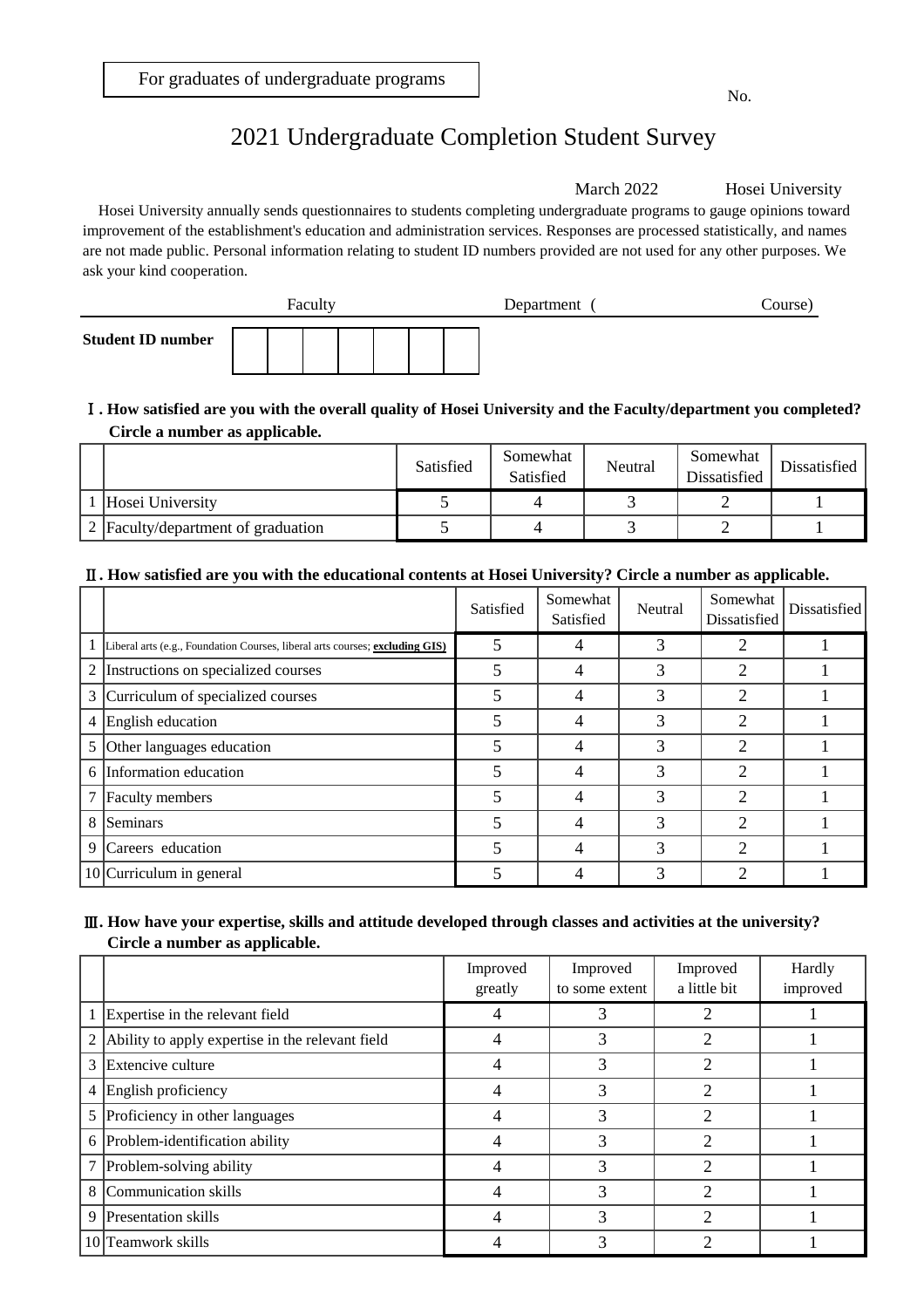For graduates of undergraduate programs

No.

# 2021 Undergraduate Completion Student Survey

March 2022　　Hosei University

Hosei University annually sends questionnaires to students completing undergraduate programs to gauge opinions toward improvement of the establishment's education and administration services. Responses are processed statistically, and names are not made public. Personal information relating to student ID numbers provided are not used for any other purposes. We ask your kind cooperation.

Faculty　　　　　　Department (　　　　　　Course)

**Student ID number** | | | | | | | |

**Ⅰ. How satisfied are you with the overall quality of Hosei University and the Faculty/department you completed? Circle a number as applicable.**

| | | Satisfied | Somewhat Satisfied | Neutral | Somewhat Dissatisfied | Dissatisfied |
|---|---|---|---|---|---|---|
| 1 | Hosei University | 5 | 4 | 3 | 2 | 1 |
| 2 | Faculty/department of graduation | 5 | 4 | 3 | 2 | 1 |

**Ⅱ. How satisfied are you with the educational contents at Hosei University? Circle a number as applicable.**

| | | Satisfied | Somewhat Satisfied | Neutral | Somewhat Dissatisfied | Dissatisfied |
|---|---|---|---|---|---|---|
| 1 | Liberal arts (e.g., Foundation Courses, liberal arts courses; **excluding GIS**) | 5 | 4 | 3 | 2 | 1 |
| 2 | Instructions on specialized courses | 5 | 4 | 3 | 2 | 1 |
| 3 | Curriculum of specialized courses | 5 | 4 | 3 | 2 | 1 |
| 4 | English education | 5 | 4 | 3 | 2 | 1 |
| 5 | Other languages education | 5 | 4 | 3 | 2 | 1 |
| 6 | Information education | 5 | 4 | 3 | 2 | 1 |
| 7 | Faculty members | 5 | 4 | 3 | 2 | 1 |
| 8 | Seminars | 5 | 4 | 3 | 2 | 1 |
| 9 | Careers education | 5 | 4 | 3 | 2 | 1 |
| 10 | Curriculum in general | 5 | 4 | 3 | 2 | 1 |

**Ⅲ. How have your expertise, skills and attitude developed through classes and activities at the university? Circle a number as applicable.**

| | | Improved greatly | Improved to some extent | Improved a little bit | Hardly improved |
|---|---|---|---|---|---|
| 1 | Expertise in the relevant field | 4 | 3 | 2 | 1 |
| 2 | Ability to apply expertise in the relevant field | 4 | 3 | 2 | 1 |
| 3 | Extencive culture | 4 | 3 | 2 | 1 |
| 4 | English proficiency | 4 | 3 | 2 | 1 |
| 5 | Proficiency in other languages | 4 | 3 | 2 | 1 |
| 6 | Problem-identification ability | 4 | 3 | 2 | 1 |
| 7 | Problem-solving ability | 4 | 3 | 2 | 1 |
| 8 | Communication skills | 4 | 3 | 2 | 1 |
| 9 | Presentation skills | 4 | 3 | 2 | 1 |
| 10 | Teamwork skills | 4 | 3 | 2 | 1 |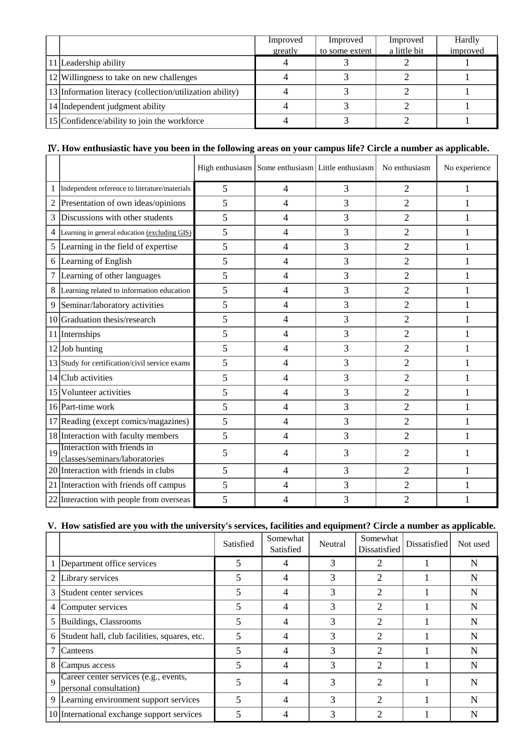| | | Improved greatly | Improved to some extent | Improved a little bit | Hardly improved |
|---|---|---|---|---|---|
| 11 | Leadership ability | 4 | 3 | 2 | 1 |
| 12 | Willingness to take on new challenges | 4 | 3 | 2 | 1 |
| 13 | Information literacy (collection/utilization ability) | 4 | 3 | 2 | 1 |
| 14 | Independent judgment ability | 4 | 3 | 2 | 1 |
| 15 | Confidence/ability to join the workforce | 4 | 3 | 2 | 1 |

**Ⅳ. How enthusiastic have you been in the following areas on your campus life? Circle a number as applicable.**

| | | High enthusiasm | Some enthusiasm | Little enthusiasm | No enthusiasm | No experience |
|---|---|---|---|---|---|---|
| 1 | Independent reference to literature/materials | 5 | 4 | 3 | 2 | 1 |
| 2 | Presentation of own ideas/opinions | 5 | 4 | 3 | 2 | 1 |
| 3 | Discussions with other students | 5 | 4 | 3 | 2 | 1 |
| 4 | Learning in general education (excluding GIS) | 5 | 4 | 3 | 2 | 1 |
| 5 | Learning in the field of expertise | 5 | 4 | 3 | 2 | 1 |
| 6 | Learning of English | 5 | 4 | 3 | 2 | 1 |
| 7 | Learning of other languages | 5 | 4 | 3 | 2 | 1 |
| 8 | Learning related to information education | 5 | 4 | 3 | 2 | 1 |
| 9 | Seminar/laboratory activities | 5 | 4 | 3 | 2 | 1 |
| 10 | Graduation thesis/research | 5 | 4 | 3 | 2 | 1 |
| 11 | Internships | 5 | 4 | 3 | 2 | 1 |
| 12 | Job hunting | 5 | 4 | 3 | 2 | 1 |
| 13 | Study for certification/civil service exams | 5 | 4 | 3 | 2 | 1 |
| 14 | Club activities | 5 | 4 | 3 | 2 | 1 |
| 15 | Volunteer activities | 5 | 4 | 3 | 2 | 1 |
| 16 | Part-time work | 5 | 4 | 3 | 2 | 1 |
| 17 | Reading (except comics/magazines) | 5 | 4 | 3 | 2 | 1 |
| 18 | Interaction with faculty members | 5 | 4 | 3 | 2 | 1 |
| 19 | Interaction with friends in classes/seminars/laboratories | 5 | 4 | 3 | 2 | 1 |
| 20 | Interaction with friends in clubs | 5 | 4 | 3 | 2 | 1 |
| 21 | Interaction with friends off campus | 5 | 4 | 3 | 2 | 1 |
| 22 | Interaction with people from overseas | 5 | 4 | 3 | 2 | 1 |

**V. How satisfied are you with the university's services, facilities and equipment? Circle a number as applicable.**

| | | Satisfied | Somewhat Satisfied | Neutral | Somewhat Dissatisfied | Dissatisfied | Not used |
|---|---|---|---|---|---|---|---|
| 1 | Department office services | 5 | 4 | 3 | 2 | 1 | N |
| 2 | Library services | 5 | 4 | 3 | 2 | 1 | N |
| 3 | Student center services | 5 | 4 | 3 | 2 | 1 | N |
| 4 | Computer services | 5 | 4 | 3 | 2 | 1 | N |
| 5 | Buildings, Classrooms | 5 | 4 | 3 | 2 | 1 | N |
| 6 | Student hall, club facilities, squares, etc. | 5 | 4 | 3 | 2 | 1 | N |
| 7 | Canteens | 5 | 4 | 3 | 2 | 1 | N |
| 8 | Campus access | 5 | 4 | 3 | 2 | 1 | N |
| 9 | Career center services (e.g., events, personal consultation) | 5 | 4 | 3 | 2 | 1 | N |
| 9 | Learning environment support services | 5 | 4 | 3 | 2 | 1 | N |
| 10 | International exchange support services | 5 | 4 | 3 | 2 | 1 | N |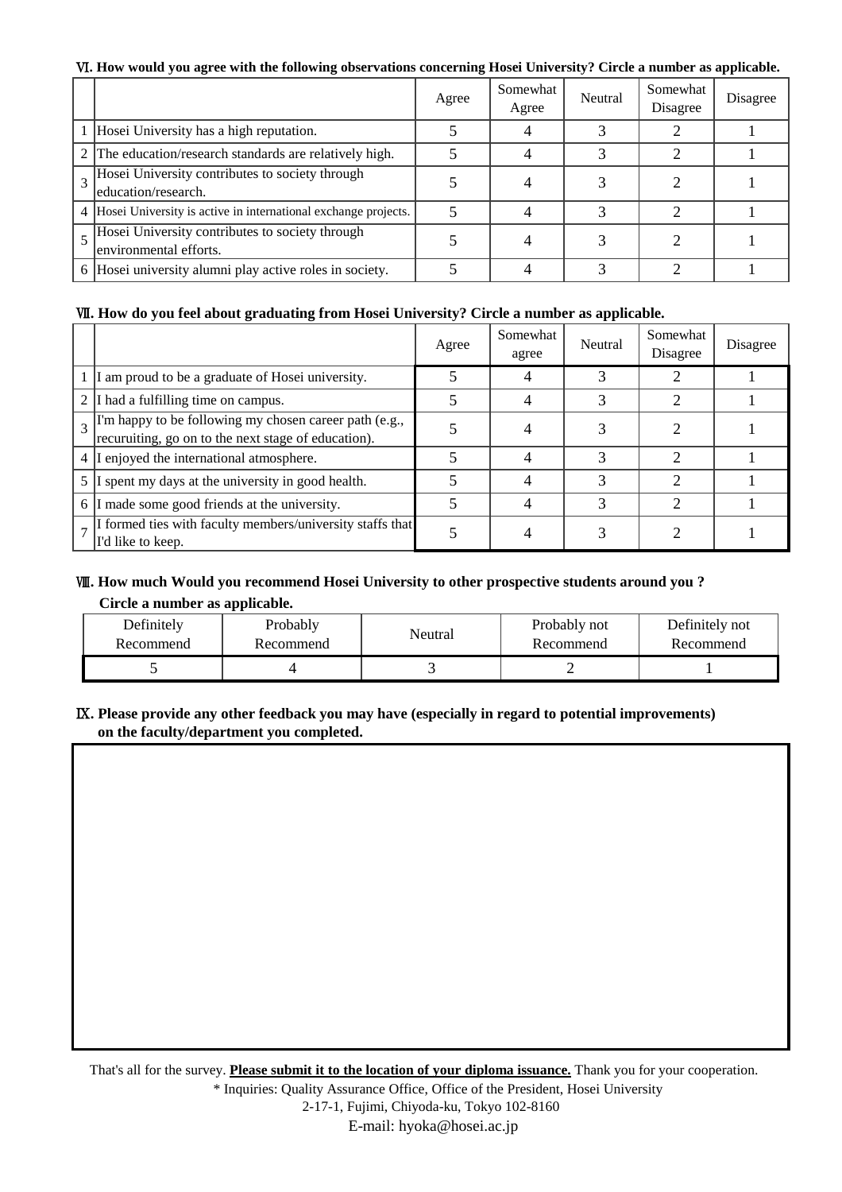**Ⅵ. How would you agree with the following observations concerning Hosei University? Circle a number as applicable.**

| | | Agree | Somewhat Agree | Neutral | Somewhat Disagree | Disagree |
|---|---|---|---|---|---|---|
| 1 | Hosei University has a high reputation. | 5 | 4 | 3 | 2 | 1 |
| 2 | The education/research standards are relatively high. | 5 | 4 | 3 | 2 | 1 |
| 3 | Hosei University contributes to society through education/research. | 5 | 4 | 3 | 2 | 1 |
| 4 | Hosei University is active in international exchange projects. | 5 | 4 | 3 | 2 | 1 |
| 5 | Hosei University contributes to society through environmental efforts. | 5 | 4 | 3 | 2 | 1 |
| 6 | Hosei university alumni play active roles in society. | 5 | 4 | 3 | 2 | 1 |

**Ⅶ. How do you feel about graduating from Hosei University? Circle a number as applicable.**

| | | Agree | Somewhat agree | Neutral | Somewhat Disagree | Disagree |
|---|---|---|---|---|---|---|
| 1 | I am proud to be a graduate of Hosei university. | 5 | 4 | 3 | 2 | 1 |
| 2 | I had a fulfilling time on campus. | 5 | 4 | 3 | 2 | 1 |
| 3 | I'm happy to be following my chosen career path (e.g., recuruiting, go on to the next stage of education). | 5 | 4 | 3 | 2 | 1 |
| 4 | I enjoyed the international atmosphere. | 5 | 4 | 3 | 2 | 1 |
| 5 | I spent my days at the university in good health. | 5 | 4 | 3 | 2 | 1 |
| 6 | I made some good friends at the university. | 5 | 4 | 3 | 2 | 1 |
| 7 | I formed ties with faculty members/university staffs that I'd like to keep. | 5 | 4 | 3 | 2 | 1 |

**Ⅷ. How much Would you recommend Hosei University to other prospective students around you ?**
**Circle a number as applicable.**

| Definitely Recommend | Probably Recommend | Neutral | Probably not Recommend | Definitely not Recommend |
|---|---|---|---|---|
| 5 | 4 | 3 | 2 | 1 |

**Ⅸ. Please provide any other feedback you may have (especially in regard to potential improvements) on the faculty/department you completed.**

That's all for the survey. **Please submit it to the location of your diploma issuance.** Thank you for your cooperation.

\* Inquiries: Quality Assurance Office, Office of the President, Hosei University
2-17-1, Fujimi, Chiyoda-ku, Tokyo 102-8160
E-mail: hyoka@hosei.ac.jp